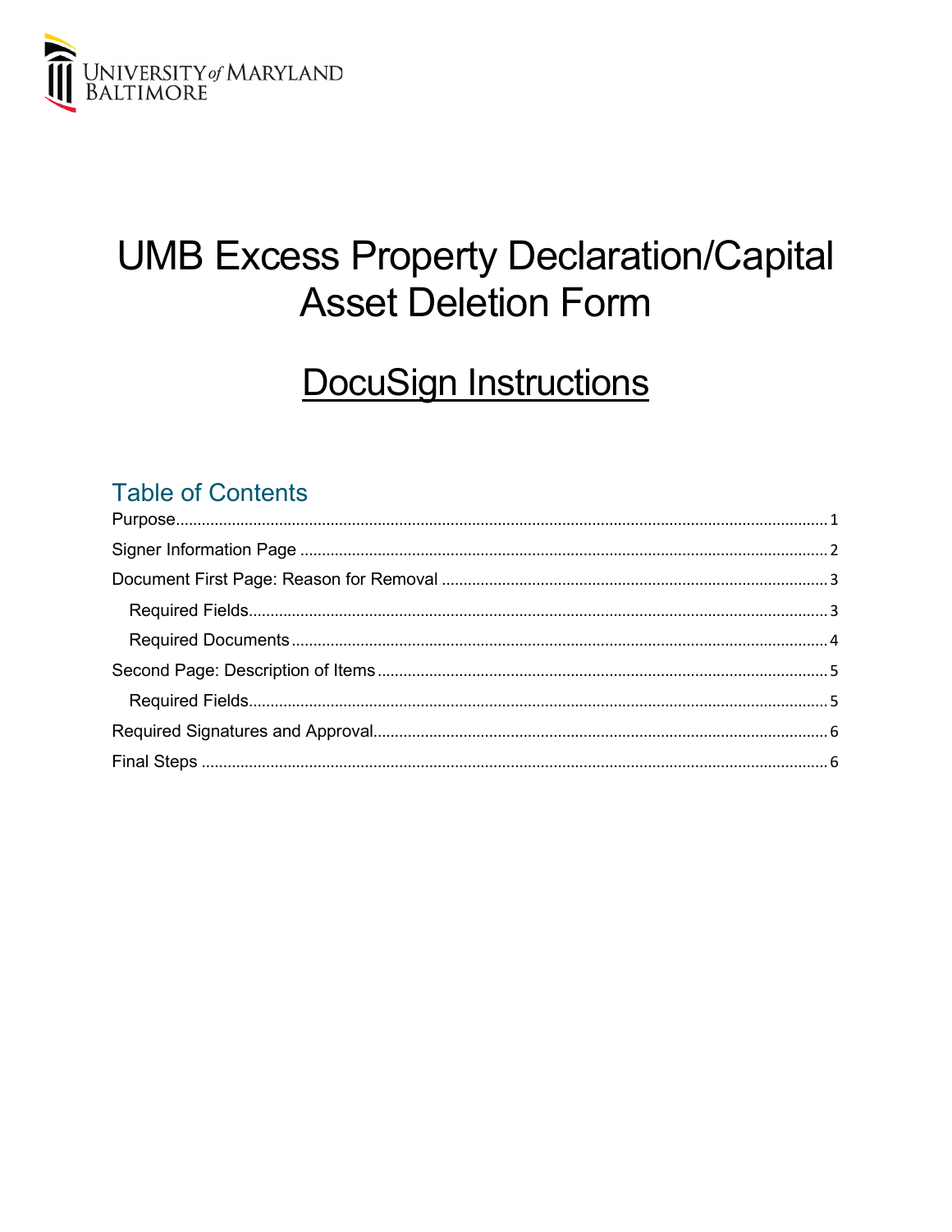UNIVERSITY *of* MARYLAND BALTIMORE

# UMB Excess Property Declaration/Capital Asset Deletion Form

## DocuSign Instructions

### Table of Contents

Purpose ........ 1

Signer Information Page ........ 2

Document First Page: Reason for Removal ........ 3

- Required Fields ........ 3
- Required Documents ........ 4

Second Page: Description of Items ........ 5

- Required Fields ........ 5

Required Signatures and Approval ........ 6

Final Steps ........ 6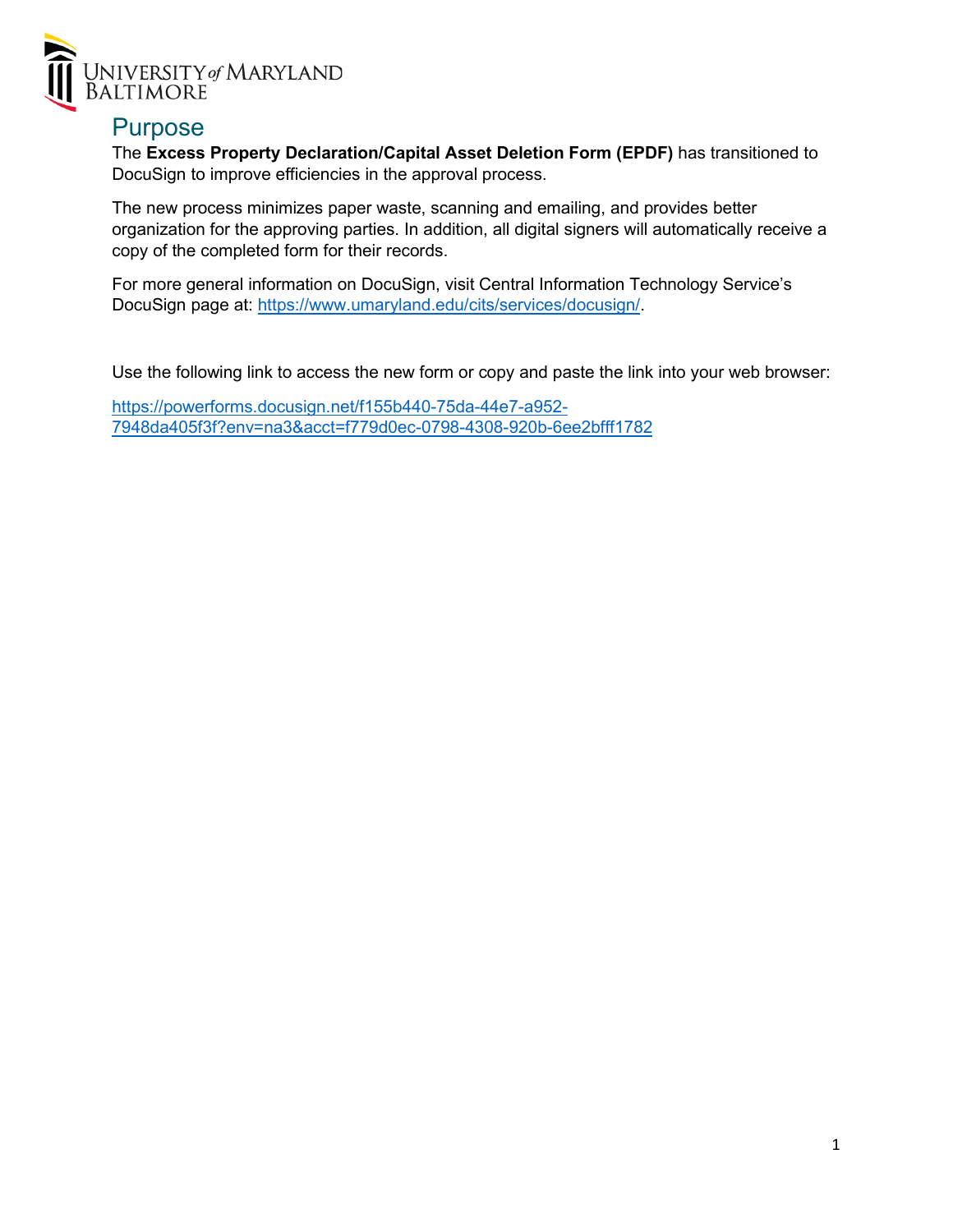# Purpose

The **Excess Property Declaration/Capital Asset Deletion Form (EPDF)** has transitioned to DocuSign to improve efficiencies in the approval process.

The new process minimizes paper waste, scanning and emailing, and provides better organization for the approving parties. In addition, all digital signers will automatically receive a copy of the completed form for their records.

For more general information on DocuSign, visit Central Information Technology Service's DocuSign page at: https://www.umaryland.edu/cits/services/docusign/.

Use the following link to access the new form or copy and paste the link into your web browser:

https://powerforms.docusign.net/f155b440-75da-44e7-a952-7948da405f3f?env=na3&acct=f779d0ec-0798-4308-920b-6ee2bfff1782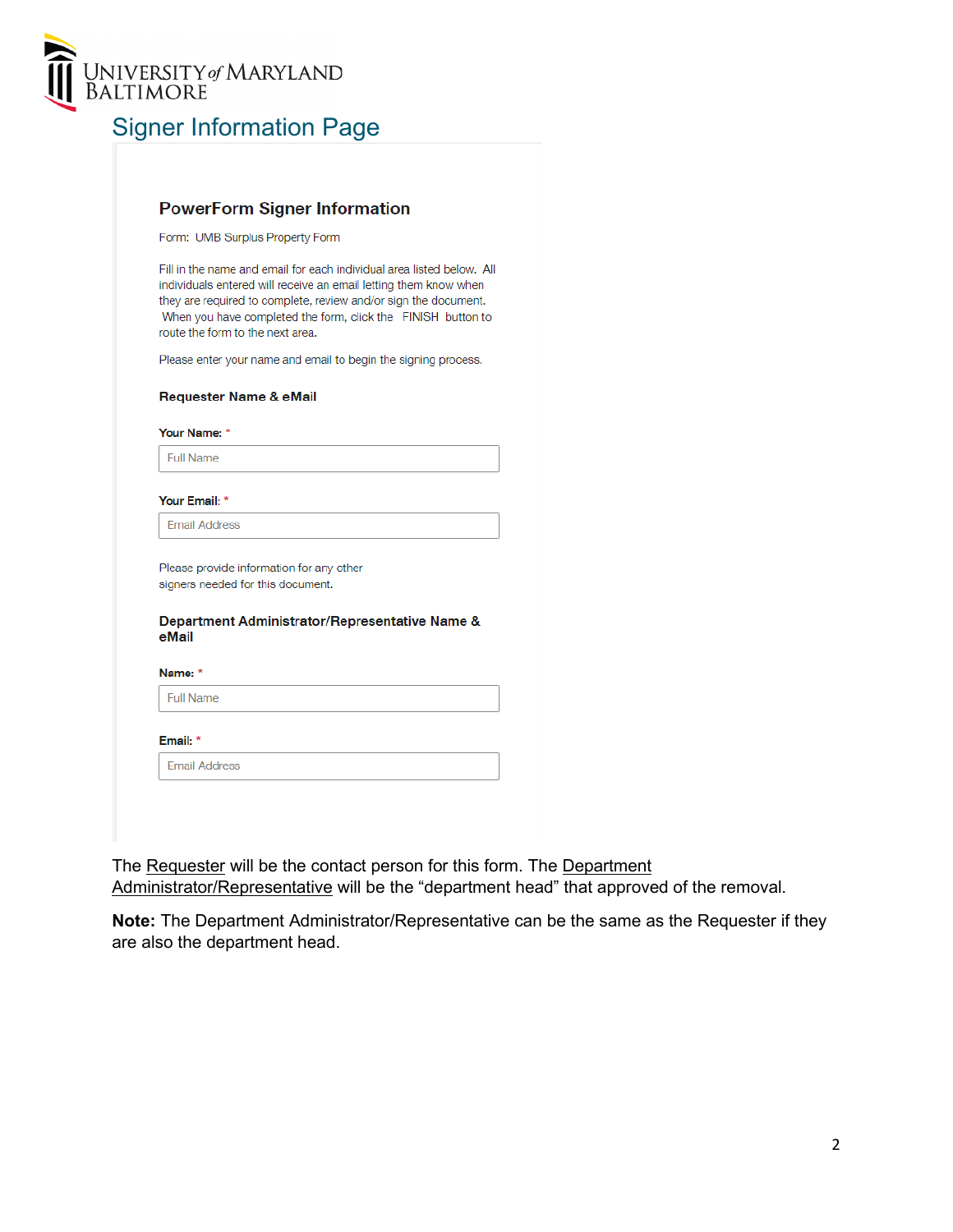# Signer Information Page

## PowerForm Signer Information

Form: UMB Surplus Property Form

Fill in the name and email for each individual area listed below. All individuals entered will receive an email letting them know when they are required to complete, review and/or sign the document. When you have completed the form, click the FINISH button to route the form to the next area.

Please enter your name and email to begin the signing process.

### Requester Name & eMail

**Your Name:** *

Full Name

**Your Email:** *

Email Address

Please provide information for any other signers needed for this document.

### Department Administrator/Representative Name & eMail

**Name:** *

Full Name

**Email:** *

Email Address

The Requester will be the contact person for this form. The Department Administrator/Representative will be the "department head" that approved of the removal.

**Note:** The Department Administrator/Representative can be the same as the Requester if they are also the department head.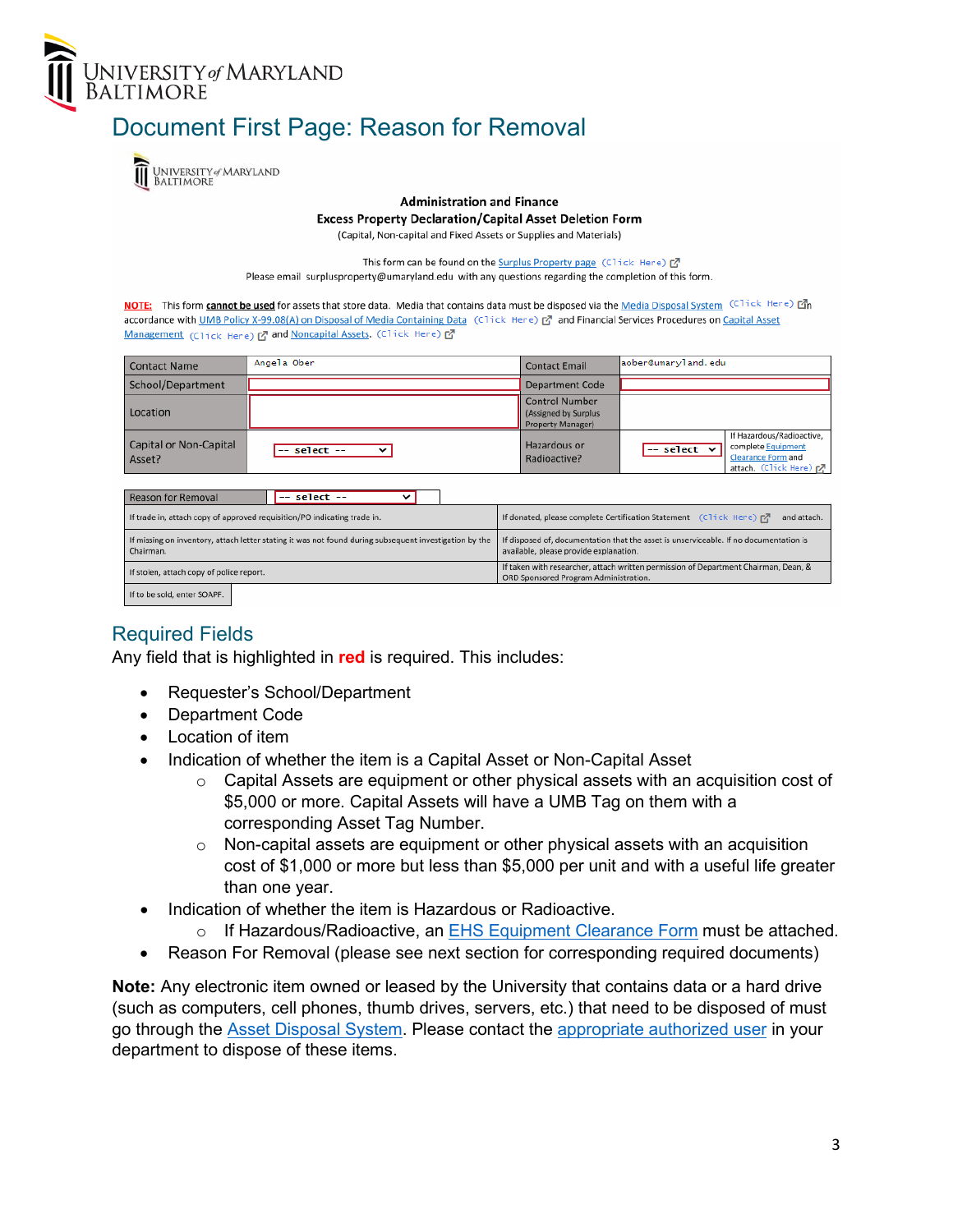# Document First Page: Reason for Removal

Administration and Finance
**Excess Property Declaration/Capital Asset Deletion Form**
(Capital, Non-capital and Fixed Assets or Supplies and Materials)

This form can be found on the Surplus Property page (Click Here)
Please email surplusproperty@umaryland.edu with any questions regarding the completion of this form.

**NOTE:** This form **cannot be used** for assets that store data. Media that contains data must be disposed via the Media Disposal System (Click Here) in accordance with UMB Policy X-99.08(A) on Disposal of Media Containing Data (Click Here) and Financial Services Procedures on Capital Asset Management (Click Here) and Noncapital Assets. (Click Here)

| | | | |
|---|---|---|---|
| Contact Name | Angela Ober | Contact Email | aober@umaryland.edu |
| School/Department | | Department Code | |
| Location | | Control Number (Assigned by Surplus Property Manager) | |
| Capital or Non-Capital Asset? | -- select -- | Hazardous or Radioactive? | -- select -- If Hazardous/Radioactive, complete Equipment Clearance Form and attach. (Click Here) |

| Reason for Removal | -- select -- |
|---|---|
| If trade in, attach copy of approved requisition/PO indicating trade in. | If donated, please complete Certification Statement (Click Here) and attach. |
| If missing on inventory, attach letter stating it was not found during subsequent investigation by the Chairman. | If disposed of, documentation that the asset is unserviceable. If no documentation is available, please provide explanation. |
| If stolen, attach copy of police report. | If taken with researcher, attach written permission of Department Chairman, Dean, & ORD Sponsored Program Administration. |
| If to be sold, enter SOAPF. | |

## Required Fields

Any field that is highlighted in **red** is required. This includes:

- Requester's School/Department
- Department Code
- Location of item
- Indication of whether the item is a Capital Asset or Non-Capital Asset
  - Capital Assets are equipment or other physical assets with an acquisition cost of $5,000 or more. Capital Assets will have a UMB Tag on them with a corresponding Asset Tag Number.
  - Non-capital assets are equipment or other physical assets with an acquisition cost of $1,000 or more but less than $5,000 per unit and with a useful life greater than one year.
- Indication of whether the item is Hazardous or Radioactive.
  - If Hazardous/Radioactive, an EHS Equipment Clearance Form must be attached.
- Reason For Removal (please see next section for corresponding required documents)

**Note:** Any electronic item owned or leased by the University that contains data or a hard drive (such as computers, cell phones, thumb drives, servers, etc.) that need to be disposed of must go through the Asset Disposal System. Please contact the appropriate authorized user in your department to dispose of these items.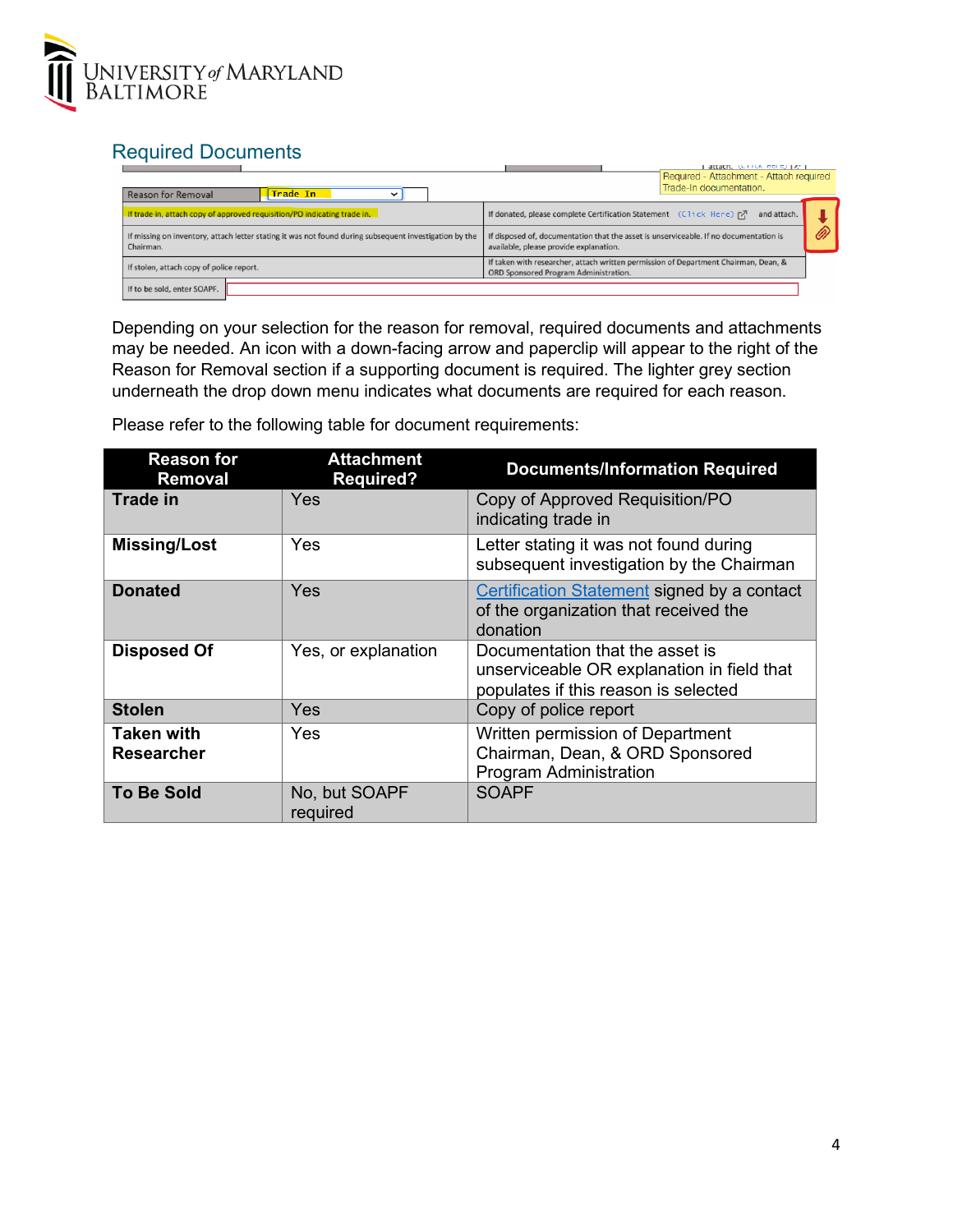## Required Documents

Depending on your selection for the reason for removal, required documents and attachments may be needed. An icon with a down-facing arrow and paperclip will appear to the right of the Reason for Removal section if a supporting document is required. The lighter grey section underneath the drop down menu indicates what documents are required for each reason.

Please refer to the following table for document requirements:

| Reason for Removal | Attachment Required? | Documents/Information Required |
|---|---|---|
| **Trade in** | Yes | Copy of Approved Requisition/PO indicating trade in |
| **Missing/Lost** | Yes | Letter stating it was not found during subsequent investigation by the Chairman |
| **Donated** | Yes | Certification Statement signed by a contact of the organization that received the donation |
| **Disposed Of** | Yes, or explanation | Documentation that the asset is unserviceable OR explanation in field that populates if this reason is selected |
| **Stolen** | Yes | Copy of police report |
| **Taken with Researcher** | Yes | Written permission of Department Chairman, Dean, & ORD Sponsored Program Administration |
| **To Be Sold** | No, but SOAPF required | SOAPF |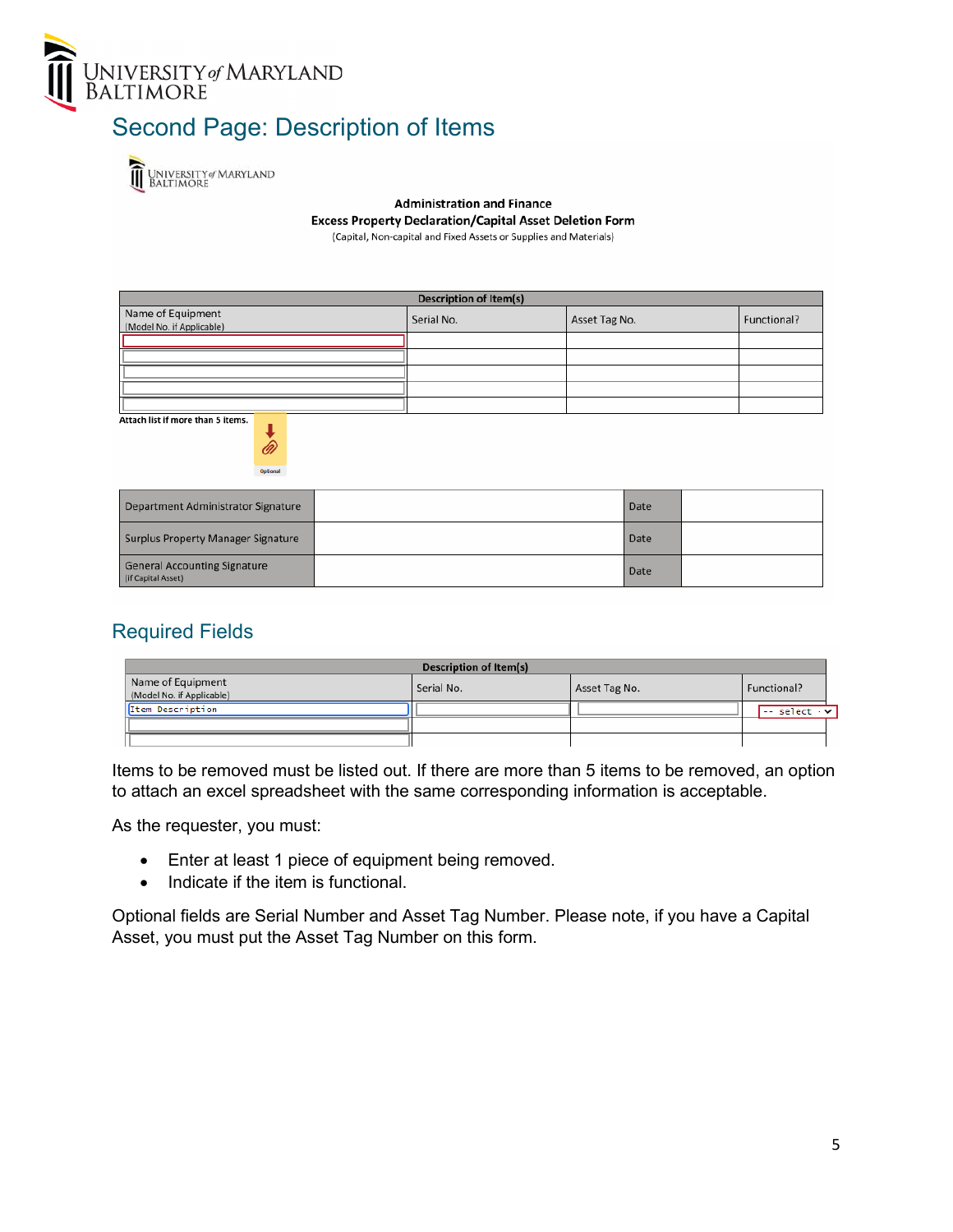## Second Page: Description of Items

**Administration and Finance**
**Excess Property Declaration/Capital Asset Deletion Form**
(Capital, Non-capital and Fixed Assets or Supplies and Materials)

| Description of Item(s) | | | |
|---|---|---|---|
| Name of Equipment (Model No. if Applicable) | Serial No. | Asset Tag No. | Functional? |
| | | | |
| | | | |
| | | | |
| | | | |
| | | | |

Attach list if more than 5 items.

Optional

| Department Administrator Signature | | Date | |
|---|---|---|---|
| Surplus Property Manager Signature | | Date | |
| General Accounting Signature (If Capital Asset) | | Date | |

## Required Fields

| Description of Item(s) | | | |
|---|---|---|---|
| Name of Equipment (Model No. if Applicable) | Serial No. | Asset Tag No. | Functional? |
| Item Description | | | -- select -- |
| | | | |

Items to be removed must be listed out. If there are more than 5 items to be removed, an option to attach an excel spreadsheet with the same corresponding information is acceptable.

As the requester, you must:

- Enter at least 1 piece of equipment being removed.
- Indicate if the item is functional.

Optional fields are Serial Number and Asset Tag Number. Please note, if you have a Capital Asset, you must put the Asset Tag Number on this form.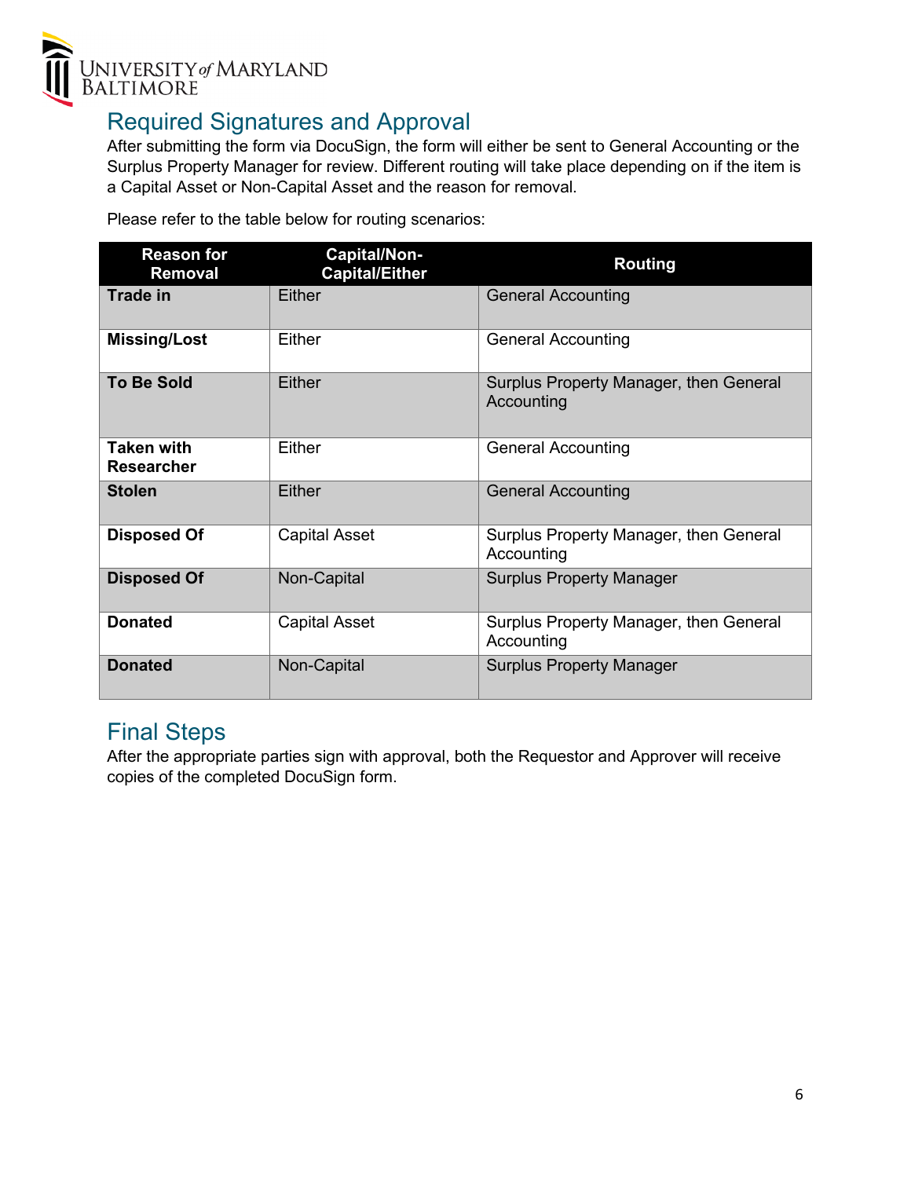## Required Signatures and Approval

After submitting the form via DocuSign, the form will either be sent to General Accounting or the Surplus Property Manager for review. Different routing will take place depending on if the item is a Capital Asset or Non-Capital Asset and the reason for removal.

Please refer to the table below for routing scenarios:

| Reason for Removal | Capital/Non-Capital/Either | Routing |
|---|---|---|
| **Trade in** | Either | General Accounting |
| **Missing/Lost** | Either | General Accounting |
| **To Be Sold** | Either | Surplus Property Manager, then General Accounting |
| **Taken with Researcher** | Either | General Accounting |
| **Stolen** | Either | General Accounting |
| **Disposed Of** | Capital Asset | Surplus Property Manager, then General Accounting |
| **Disposed Of** | Non-Capital | Surplus Property Manager |
| **Donated** | Capital Asset | Surplus Property Manager, then General Accounting |
| **Donated** | Non-Capital | Surplus Property Manager |

## Final Steps

After the appropriate parties sign with approval, both the Requestor and Approver will receive copies of the completed DocuSign form.